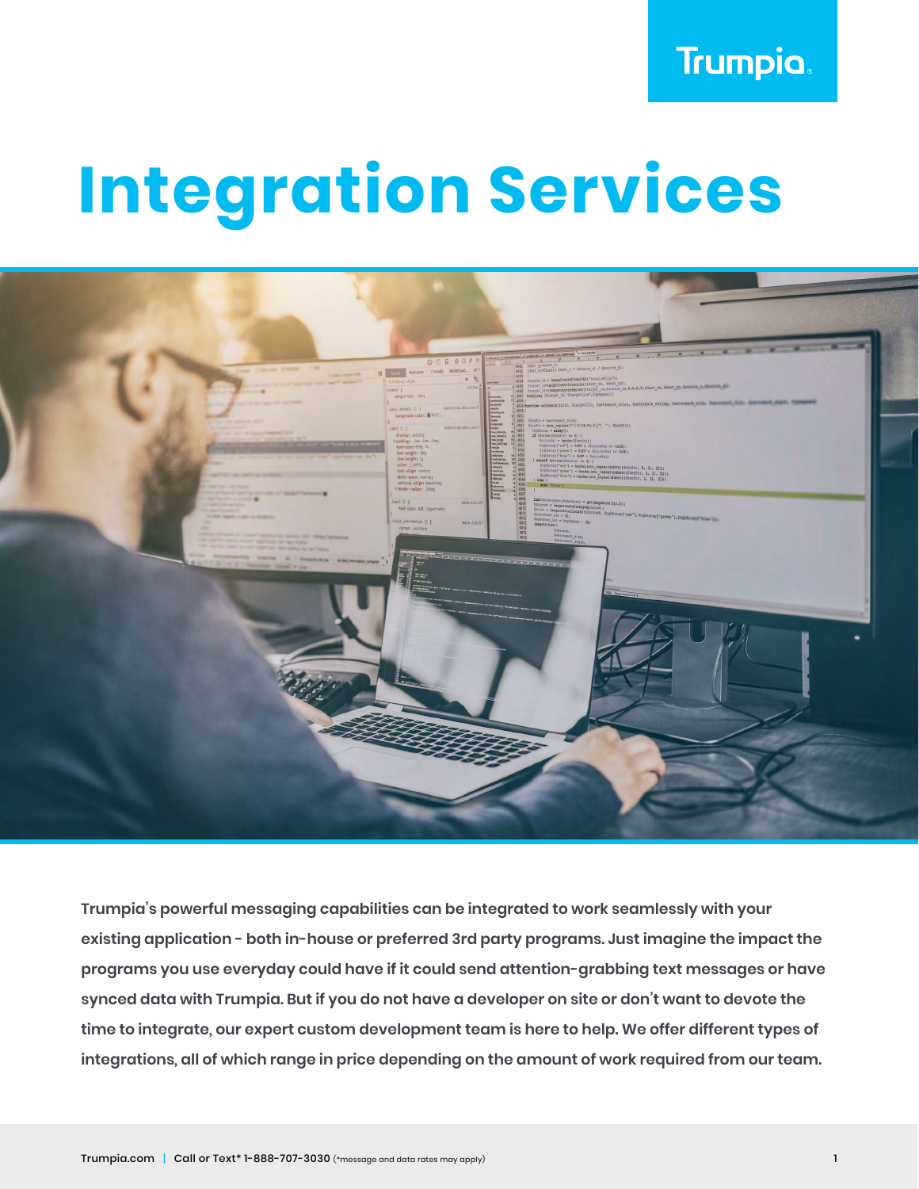Trumpia

# Integration Services

**Trumpia's powerful messaging capabilities can be integrated to work seamlessly with your existing application - both in-house or preferred 3rd party programs. Just imagine the impact the programs you use everyday could have if it could send attention-grabbing text messages or have synced data with Trumpia. But if you do not have a developer on site or don't want to devote the time to integrate, our expert custom development team is here to help. We offer different types of integrations, all of which range in price depending on the amount of work required from our team.**

Trumpia.com | Call or Text* 1-888-707-3030 (*message and data rates may apply)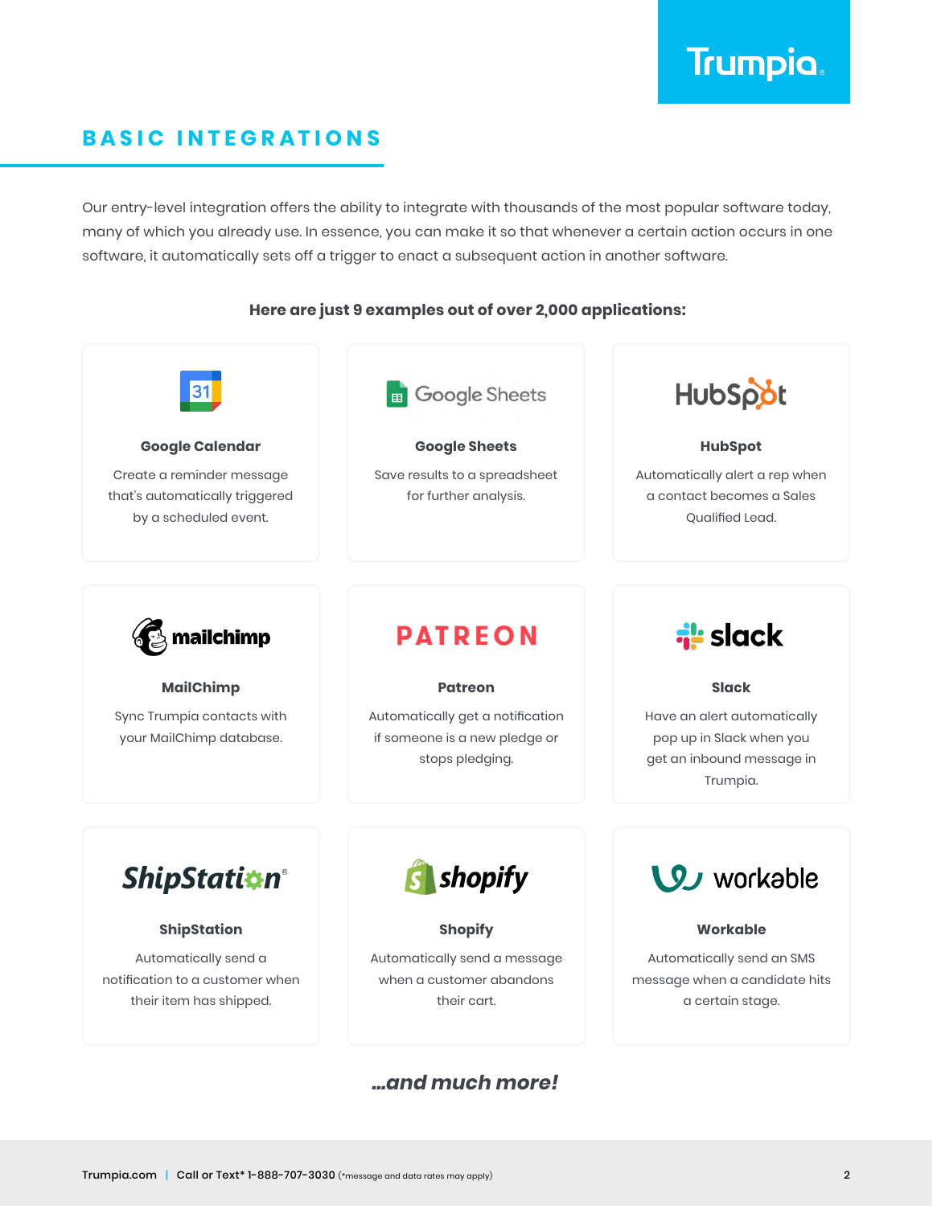## BASIC INTEGRATIONS

Our entry-level integration offers the ability to integrate with thousands of the most popular software today, many of which you already use. In essence, you can make it so that whenever a certain action occurs in one software, it automatically sets off a trigger to enact a subsequent action in another software.

**Here are just 9 examples out of over 2,000 applications:**

**Google Calendar**

Create a reminder message that's automatically triggered by a scheduled event.

**Google Sheets**

Save results to a spreadsheet for further analysis.

**HubSpot**

Automatically alert a rep when a contact becomes a Sales Qualified Lead.

**MailChimp**

Sync Trumpia contacts with your MailChimp database.

**Patreon**

Automatically get a notification if someone is a new pledge or stops pledging.

**Slack**

Have an alert automatically pop up in Slack when you get an inbound message in Trumpia.

**ShipStation**

Automatically send a notification to a customer when their item has shipped.

**Shopify**

Automatically send a message when a customer abandons their cart.

**Workable**

Automatically send an SMS message when a candidate hits a certain stage.

***...and much more!***

Trumpia.com | Call or Text* 1-888-707-3030 (*message and data rates may apply)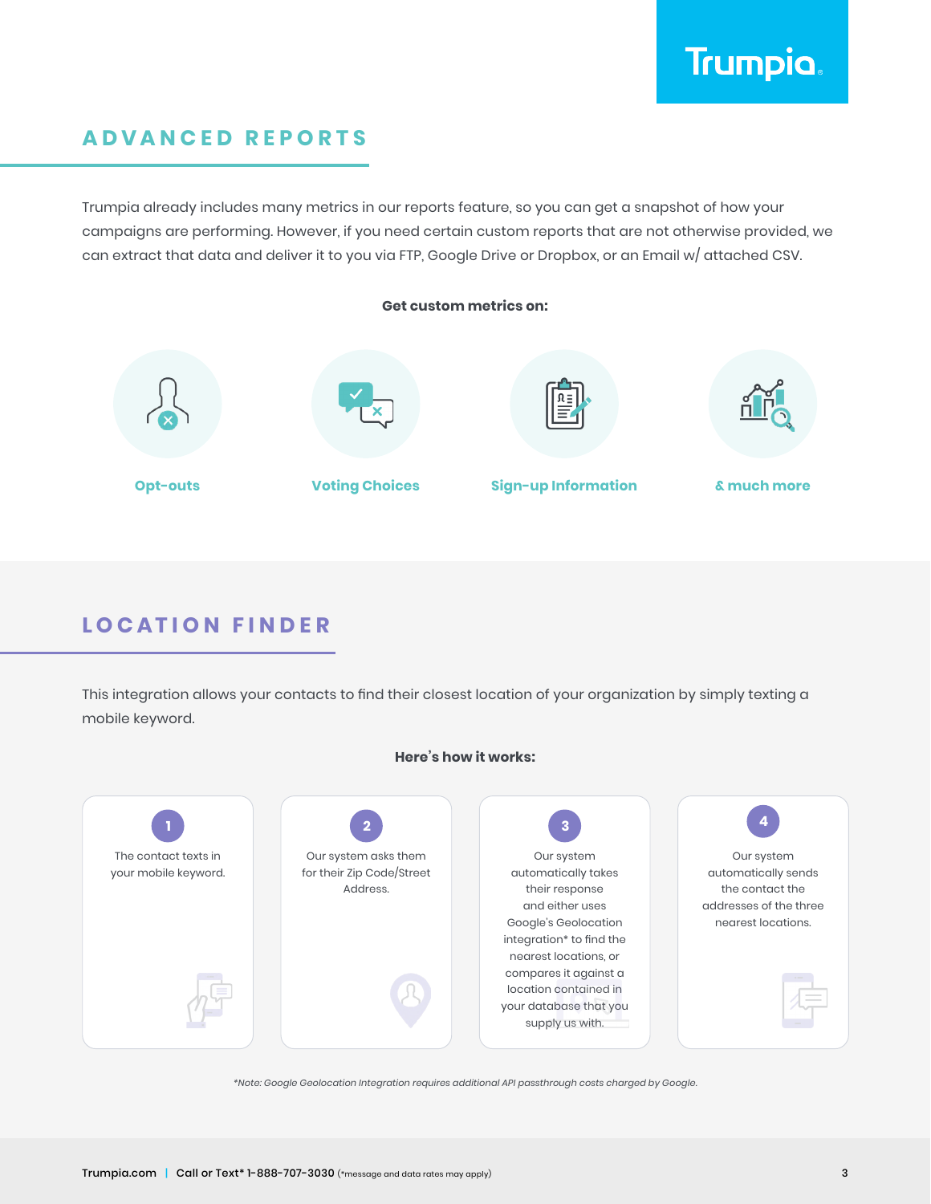## ADVANCED REPORTS

Trumpia already includes many metrics in our reports feature, so you can get a snapshot of how your campaigns are performing. However, if you need certain custom reports that are not otherwise provided, we can extract that data and deliver it to you via FTP, Google Drive or Dropbox, or an Email w/ attached CSV.

**Get custom metrics on:**

- Opt-outs
- Voting Choices
- Sign-up Information
- & much more

## LOCATION FINDER

This integration allows your contacts to find their closest location of your organization by simply texting a mobile keyword.

**Here's how it works:**

1. The contact texts in your mobile keyword.
2. Our system asks them for their Zip Code/Street Address.
3. Our system automatically takes their response and either uses Google's Geolocation integration* to find the nearest locations, or compares it against a location contained in your database that you supply us with.
4. Our system automatically sends the contact the addresses of the three nearest locations.

*\*Note: Google Geolocation Integration requires additional API passthrough costs charged by Google.*

Trumpia.com | Call or Text* 1-888-707-3030 (*message and data rates may apply)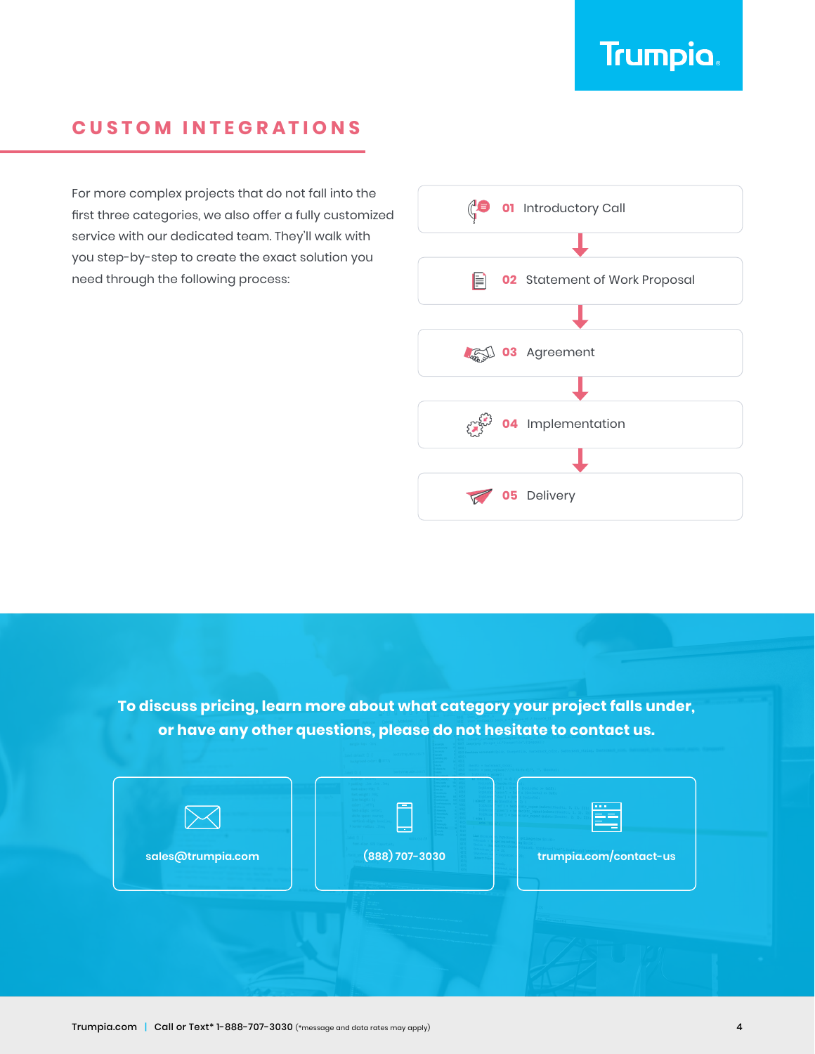# CUSTOM INTEGRATIONS

For more complex projects that do not fall into the first three categories, we also offer a fully customized service with our dedicated team. They'll walk with you step-by-step to create the exact solution you need through the following process:

01 Introductory Call

02 Statement of Work Proposal

03 Agreement

04 Implementation

05 Delivery

**To discuss pricing, learn more about what category your project falls under, or have any other questions, please do not hesitate to contact us.**

sales@trumpia.com

(888) 707-3030

trumpia.com/contact-us